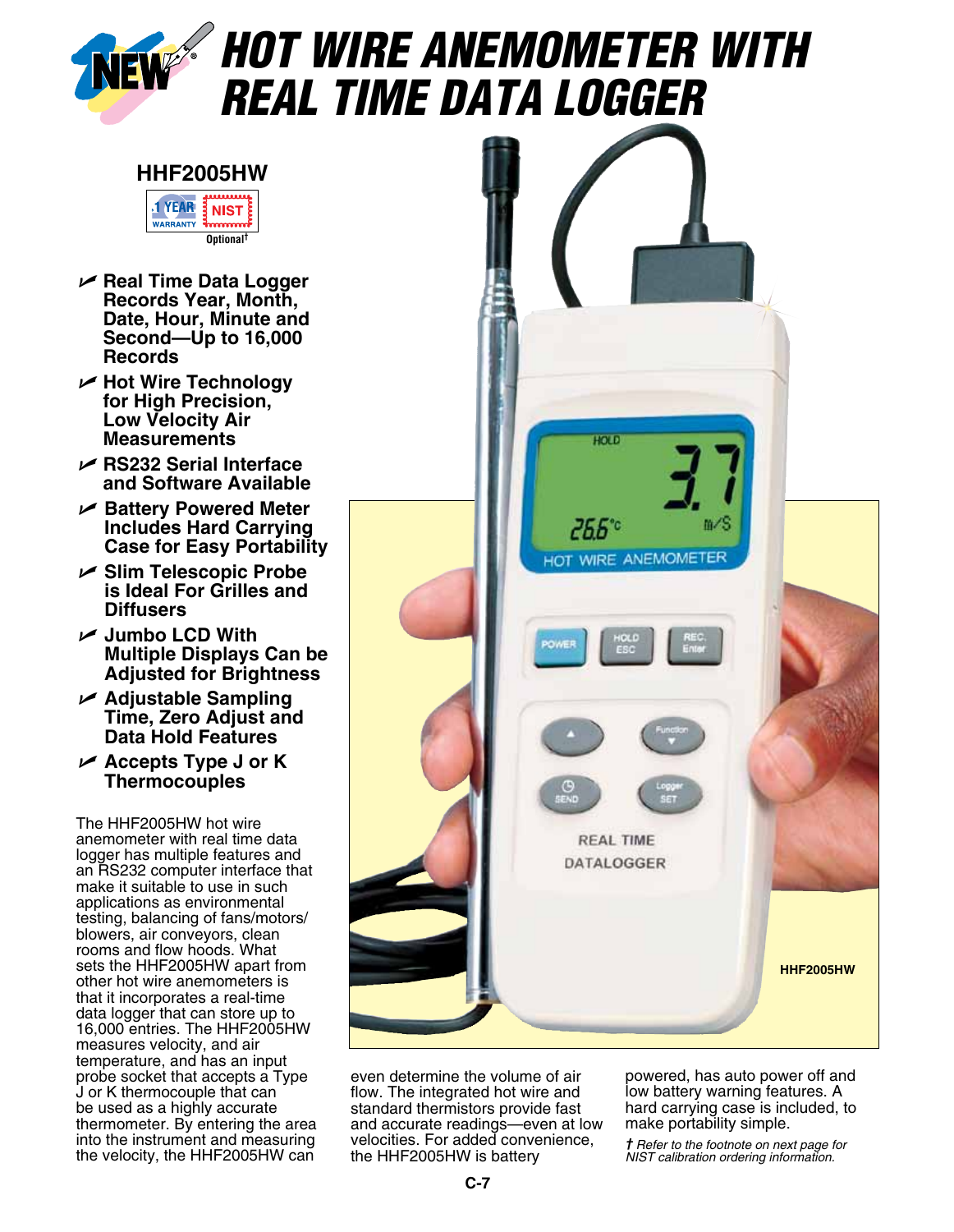# HOT WIRE ANEMOMETER WITH REAL TIME DATA LOGGER

## HHF2005HW

1 YEAR WARRANTY | NIST Optional†

- **Real Time Data Logger Records Year, Month, Date, Hour, Minute and Second—Up to 16,000 Records**
- **Hot Wire Technology for High Precision, Low Velocity Air Measurements**
- **RS232 Serial Interface and Software Available**
- **Battery Powered Meter Includes Hard Carrying Case for Easy Portability**
- **Slim Telescopic Probe is Ideal For Grilles and Diffusers**
- **Jumbo LCD With Multiple Displays Can be Adjusted for Brightness**
- **Adjustable Sampling Time, Zero Adjust and Data Hold Features**
- **Accepts Type J or K Thermocouples**

The HHF2005HW hot wire anemometer with real time data logger has multiple features and an RS232 computer interface that make it suitable to use in such applications as environmental testing, balancing of fans/motors/ blowers, air conveyors, clean rooms and flow hoods. What sets the HHF2005HW apart from other hot wire anemometers is that it incorporates a real-time data logger that can store up to 16,000 entries. The HHF2005HW measures velocity, and air temperature, and has an input probe socket that accepts a Type J or K thermocouple that can be used as a highly accurate thermometer. By entering the area into the instrument and measuring the velocity, the HHF2005HW can even determine the volume of air flow. The integrated hot wire and standard thermistors provide fast and accurate readings—even at low velocities. For added convenience, the HHF2005HW is battery powered, has auto power off and low battery warning features. A hard carrying case is included, to make portability simple.

**HHF2005HW**

*† Refer to the footnote on next page for NIST calibration ordering information.*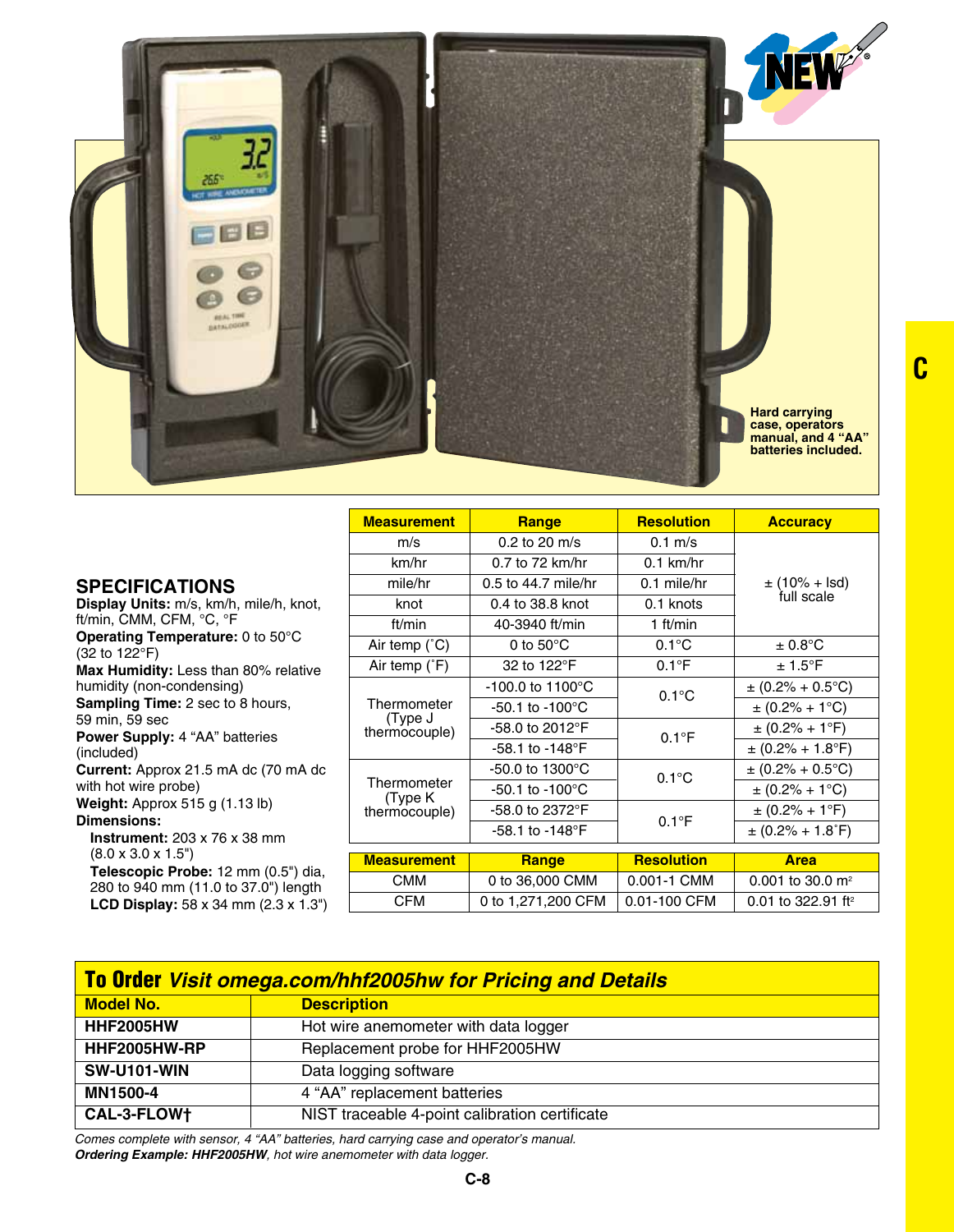Hard carrying case, operators manual, and 4 "AA" batteries included.

## SPECIFICATIONS

**Display Units:** m/s, km/h, mile/h, knot, ft/min, CMM, CFM, °C, °F
**Operating Temperature:** 0 to 50°C (32 to 122°F)
**Max Humidity:** Less than 80% relative humidity (non-condensing)
**Sampling Time:** 2 sec to 8 hours, 59 min, 59 sec
**Power Supply:** 4 "AA" batteries (included)
**Current:** Approx 21.5 mA dc (70 mA dc with hot wire probe)
**Weight:** Approx 515 g (1.13 lb)
**Dimensions:**
**Instrument:** 203 x 76 x 38 mm (8.0 x 3.0 x 1.5")
**Telescopic Probe:** 12 mm (0.5") dia, 280 to 940 mm (11.0 to 37.0") length
**LCD Display:** 58 x 34 mm (2.3 x 1.3")

| Measurement | Range | Resolution | Accuracy |
|---|---|---|---|
| m/s | 0.2 to 20 m/s | 0.1 m/s | ± (10% + lsd) full scale |
| km/hr | 0.7 to 72 km/hr | 0.1 km/hr | |
| mile/hr | 0.5 to 44.7 mile/hr | 0.1 mile/hr | |
| knot | 0.4 to 38.8 knot | 0.1 knots | |
| ft/min | 40-3940 ft/min | 1 ft/min | |
| Air temp (˚C) | 0 to 50°C | 0.1°C | ± 0.8°C |
| Air temp (˚F) | 32 to 122°F | 0.1°F | ± 1.5°F |
| Thermometer (Type J thermocouple) | -100.0 to 1100°C | 0.1°C | ± (0.2% + 0.5°C) |
| | -50.1 to -100°C | | ± (0.2% + 1°C) |
| | -58.0 to 2012°F | 0.1°F | ± (0.2% + 1°F) |
| | -58.1 to -148°F | | ± (0.2% + 1.8°F) |
| Thermometer (Type K thermocouple) | -50.0 to 1300°C | 0.1°C | ± (0.2% + 0.5°C) |
| | -50.1 to -100°C | | ± (0.2% + 1°C) |
| | -58.0 to 2372°F | 0.1°F | ± (0.2% + 1°F) |
| | -58.1 to -148°F | | ± (0.2% + 1.8˚F) |

| Measurement | Range | Resolution | Area |
|---|---|---|---|
| CMM | 0 to 36,000 CMM | 0.001-1 CMM | 0.001 to 30.0 $m^2$ |
| CFM | 0 to 1,271,200 CFM | 0.01-100 CFM | 0.01 to 322.91 $ft^2$ |

## To Order *Visit omega.com/hhf2005hw for Pricing and Details*

| Model No. | Description |
|---|---|
| HHF2005HW | Hot wire anemometer with data logger |
| HHF2005HW-RP | Replacement probe for HHF2005HW |
| SW-U101-WIN | Data logging software |
| MN1500-4 | 4 "AA" replacement batteries |
| CAL-3-FLOW† | NIST traceable 4-point calibration certificate |

*Comes complete with sensor, 4 "AA" batteries, hard carrying case and operator's manual.*
***Ordering Example: HHF2005HW**, hot wire anemometer with data logger.*